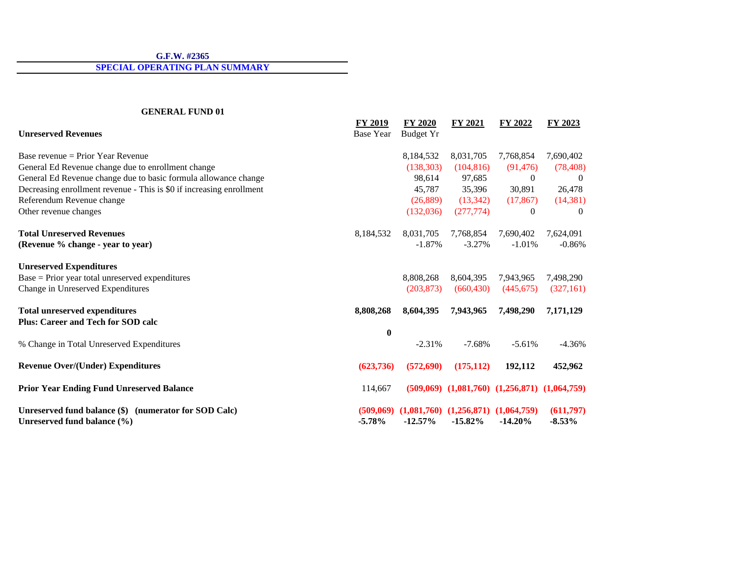**G.F.W. #2365**

**SPECIAL OPERATING PLAN SUMMARY**

**GENERAL FUND 01**

| **Unreserved Revenues** | **FY 2019** Base Year | **FY 2020** Budget Yr | **FY 2021** | **FY 2022** | **FY 2023** |
|---|---|---|---|---|---|
| Base revenue = Prior Year Revenue | | 8,184,532 | 8,031,705 | 7,768,854 | 7,690,402 |
| General Ed Revenue change due to enrollment change | | (138,303) | (104,816) | (91,476) | (78,408) |
| General Ed Revenue change due to basic formula allowance change | | 98,614 | 97,685 | 0 | 0 |
| Decreasing enrollment revenue - This is $0 if increasing enrollment | | 45,787 | 35,396 | 30,891 | 26,478 |
| Referendum Revenue change | | (26,889) | (13,342) | (17,867) | (14,381) |
| Other revenue changes | | (132,036) | (277,774) | 0 | 0 |
| **Total Unreserved Revenues** | 8,184,532 | 8,031,705 | 7,768,854 | 7,690,402 | 7,624,091 |
| **(Revenue % change - year to year)** | | -1.87% | -3.27% | -1.01% | -0.86% |
| **Unreserved Expenditures** | | | | | |
| Base = Prior year total unreserved expenditures | | 8,808,268 | 8,604,395 | 7,943,965 | 7,498,290 |
| Change in Unreserved Expenditures | | (203,873) | (660,430) | (445,675) | (327,161) |
| **Total unreserved expenditures** | **8,808,268** | **8,604,395** | **7,943,965** | **7,498,290** | **7,171,129** |
| **Plus: Career and Tech for SOD calc** | **0** | | | | |
| % Change in Total Unreserved Expenditures | | -2.31% | -7.68% | -5.61% | -4.36% |
| **Revenue Over/(Under) Expenditures** | **(623,736)** | **(572,690)** | **(175,112)** | **192,112** | **452,962** |
| **Prior Year Ending Fund Unreserved Balance** | 114,667 | **(509,069)** | **(1,081,760)** | **(1,256,871)** | **(1,064,759)** |
| **Unreserved fund balance ($) (numerator for SOD Calc)** | **(509,069)** | **(1,081,760)** | **(1,256,871)** | **(1,064,759)** | **(611,797)** |
| **Unreserved fund balance (%)** | **-5.78%** | **-12.57%** | **-15.82%** | **-14.20%** | **-8.53%** |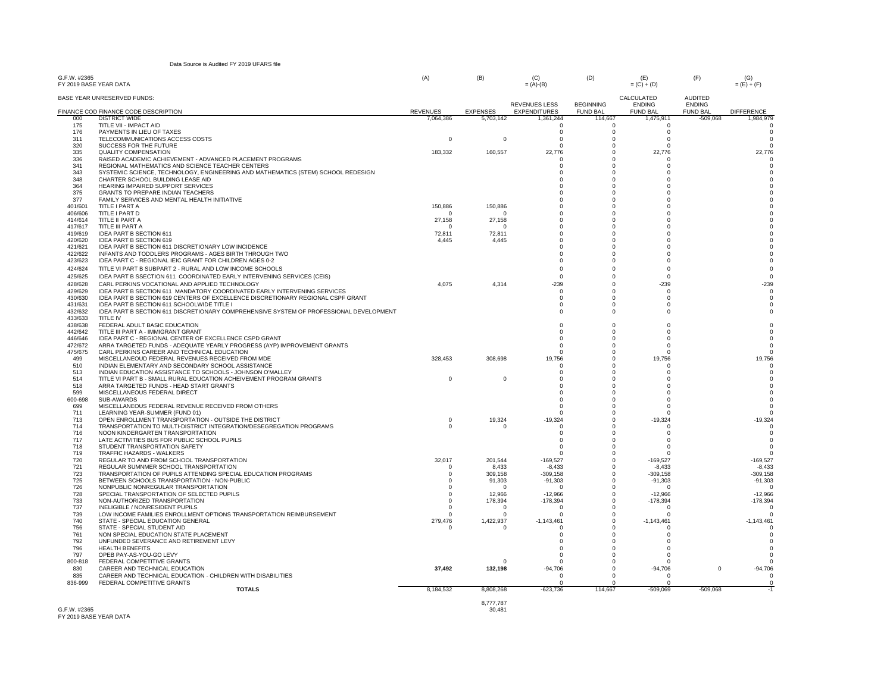Data Source is Audited FY 2019 UFARS file

G.F.W. #2365
FY 2019 BASE YEAR DATA

BASE YEAR UNRESERVED FUNDS:

| FINANCE COD | FINANCE CODE DESCRIPTION | (A)<br>REVENUES | (B)<br>EXPENSES | (C)<br>= (A)-(B)<br>REVENUES LESS EXPENDITURES | (D)<br>BEGINNING FUND BAL | (E)<br>= (C) + (D)<br>CALCULATED ENDING FUND BAL | (F)<br>AUDITED ENDING FUND BAL | (G)<br>= (E) + (F)<br>DIFFERENCE |
|---|---|---|---|---|---|---|---|---|
| 000 | DISTRICT WIDE | 7,064,386 | 5,703,142 | 1,361,244 | 114,667 | 1,475,911 | -509,068 | 1,984,979 |
| 175 | TITLE VII - IMPACT AID | | | 0 | 0 | 0 | | 0 |
| 176 | PAYMENTS IN LIEU OF TAXES | | | 0 | 0 | 0 | | 0 |
| 311 | TELECOMMUNICATIONS ACCESS COSTS | 0 | 0 | 0 | 0 | 0 | | 0 |
| 320 | SUCCESS FOR THE FUTURE | | | 0 | 0 | 0 | | 0 |
| 335 | QUALITY COMPENSATION | 183,332 | 160,557 | 22,776 | 0 | 22,776 | | 22,776 |
| 336 | RAISED ACADEMIC ACHIEVEMENT - ADVANCED PLACEMENT PROGRAMS | | | 0 | 0 | 0 | | 0 |
| 341 | REGIONAL MATHEMATICS AND SCIENCE TEACHER CENTERS | | | 0 | 0 | 0 | | 0 |
| 343 | SYSTEMIC SCIENCE, TECHNOLOGY, ENGINEERING AND MATHEMATICS (STEM) SCHOOL REDESIGN | | | 0 | 0 | 0 | | 0 |
| 348 | CHARTER SCHOOL BUILDING LEASE AID | | | 0 | 0 | 0 | | 0 |
| 364 | HEARING IMPAIRED SUPPORT SERVICES | | | 0 | 0 | 0 | | 0 |
| 375 | GRANTS TO PREPARE INDIAN TEACHERS | | | 0 | 0 | 0 | | 0 |
| 377 | FAMILY SERVICES AND MENTAL HEALTH INITIATIVE | | | 0 | 0 | 0 | | 0 |
| 401/601 | TITLE I PART A | 150,886 | 150,886 | 0 | 0 | 0 | | 0 |
| 406/606 | TITLE I PART D | 0 | 0 | 0 | 0 | 0 | | 0 |
| 414/614 | TITLE II PART A | 27,158 | 27,158 | 0 | 0 | 0 | | 0 |
| 417/617 | TITLE III PART A | 0 | 0 | 0 | 0 | 0 | | 0 |
| 419/619 | IDEA PART B SECTION 611 | 72,811 | 72,811 | 0 | 0 | 0 | | 0 |
| 420/620 | IDEA PART B SECTION 619 | 4,445 | 4,445 | 0 | 0 | 0 | | 0 |
| 421/621 | IDEA PART B SECTION 611 DISCRETIONARY LOW INCIDENCE | | | 0 | 0 | 0 | | 0 |
| 422/622 | INFANTS AND TODDLERS PROGRAMS - AGES BIRTH THROUGH TWO | | | 0 | 0 | 0 | | 0 |
| 423/623 | IDEA PART C - REGIONAL IEIC GRANT FOR CHILDREN AGES 0-2 | | | 0 | 0 | 0 | | 0 |
| 424/624 | TITLE VI PART B SUBPART 2 - RURAL AND LOW INCOME SCHOOLS | | | 0 | 0 | 0 | | 0 |
| 425/625 | IDEA PART B SSECTION 611 COORDINATED EARLY INTERVENING SERVICES (CEIS) | | | 0 | 0 | 0 | | 0 |
| 428/628 | CARL PERKINS VOCATIONAL AND APPLIED TECHNOLOGY | 4,075 | 4,314 | -239 | 0 | -239 | | -239 |
| 429/629 | IDEA PART B SECTION 611 MANDATORY COORDINATED EARLY INTERVENING SERVICES | | | 0 | 0 | 0 | | 0 |
| 430/630 | IDEA PART B SECTION 619 CENTERS OF EXCELLENCE DISCRETIONARY REGIONAL CSPF GRANT | | | 0 | 0 | 0 | | 0 |
| 431/631 | IDEA PART B SECTION 611 SCHOOLWIDE TITLE I | | | 0 | 0 | 0 | | 0 |
| 432/632 | IDEA PART B SECTION 611 DISCRETIONARY COMPREHENSIVE SYSTEM OF PROFESSIONAL DEVELOPMENT | | | 0 | 0 | 0 | | 0 |
| 433/633 | TITLE IV | | | | | | | |
| 438/638 | FEDERAL ADULT BASIC EDUCATION | | | 0 | 0 | 0 | | 0 |
| 442/642 | TITLE III PART A - IMMIGRANT GRANT | | | 0 | 0 | 0 | | 0 |
| 446/646 | IDEA PART C - REGIONAL CENTER OF EXCELLENCE CSPD GRANT | | | 0 | 0 | 0 | | 0 |
| 472/672 | ARRA TARGETED FUNDS - ADEQUATE YEARLY PROGRESS (AYP) IMPROVEMENT GRANTS | | | 0 | 0 | 0 | | 0 |
| 475/675 | CARL PERKINS CAREER AND TECHNICAL EDUCATION | | | 0 | 0 | 0 | | 0 |
| 499 | MISCELLANEOUS FEDERAL REVENUES RECEIVED FROM MDE | 328,453 | 308,698 | 19,756 | 0 | 19,756 | | 19,756 |
| 510 | INDIAN ELEMENTARY AND SECONDARY SCHOOL ASSISTANCE | | | 0 | 0 | 0 | | 0 |
| 513 | INDIAN EDUCATION ASSISTANCE TO SCHOOLS - JOHNSON O'MALLEY | | | 0 | 0 | 0 | | 0 |
| 514 | TITLE VI PART B - SMALL RURAL EDUCATION ACHEIVEMENT PROGRAM GRANTS | 0 | 0 | 0 | 0 | 0 | | 0 |
| 518 | ARRA TARGETED FUNDS - HEAD START GRANTS | | | 0 | 0 | 0 | | 0 |
| 599 | MISCELLANEOUS FEDERAL DIRECT | | | 0 | 0 | 0 | | 0 |
| 600-698 | SUB-AWARDS | | | 0 | 0 | 0 | | 0 |
| 699 | MISCELLANEOUS FEDERAL REVENUE RECEIVED FROM OTHERS | | | 0 | 0 | 0 | | 0 |
| 711 | LEARNING YEAR-SUMMER (FUND 01) | | | 0 | 0 | 0 | | 0 |
| 713 | OPEN ENROLLMENT TRANSPORTATION - OUTSIDE THE DISTRICT | 0 | 19,324 | -19,324 | 0 | -19,324 | | -19,324 |
| 714 | TRANSPORTATION TO MULTI-DISTRICT INTEGRATION/DESEGREGATION PROGRAMS | 0 | 0 | 0 | 0 | 0 | | 0 |
| 716 | NOON KINDERGARTEN TRANSPORTATION | | | 0 | 0 | 0 | | 0 |
| 717 | LATE ACTIVITIES BUS FOR PUBLIC SCHOOL PUPILS | | | 0 | 0 | 0 | | 0 |
| 718 | STUDENT TRANSPORTATION SAFETY | | | 0 | 0 | 0 | | 0 |
| 719 | TRAFFIC HAZARDS - WALKERS | | | 0 | 0 | 0 | | 0 |
| 720 | REGULAR TO AND FROM SCHOOL TRANSPORTATION | 32,017 | 201,544 | -169,527 | 0 | -169,527 | | -169,527 |
| 721 | REGULAR SUMNMER SCHOOL TRANSPORTATION | 0 | 8,433 | -8,433 | 0 | -8,433 | | -8,433 |
| 723 | TRANSPORTATION OF PUPILS ATTENDING SPECIAL EDUCATION PROGRAMS | 0 | 309,158 | -309,158 | 0 | -309,158 | | -309,158 |
| 725 | BETWEEN SCHOOLS TRANSPORTATION - NON-PUBLIC | 0 | 91,303 | -91,303 | 0 | -91,303 | | -91,303 |
| 726 | NONPUBLIC NONREGULAR TRANSPORTATION | 0 | 0 | 0 | 0 | 0 | | 0 |
| 728 | SPECIAL TRANSPORTATION OF SELECTED PUPILS | 0 | 12,966 | -12,966 | 0 | -12,966 | | -12,966 |
| 733 | NON-AUTHORIZED TRANSPORTATION | 0 | 178,394 | -178,394 | 0 | -178,394 | | -178,394 |
| 737 | INELIGIBLE / NONRESIDENT PUPILS | 0 | 0 | 0 | 0 | 0 | | 0 |
| 739 | LOW INCOME FAMILIES ENROLLMENT OPTIONS TRANSPORTATION REIMBURSEMENT | 0 | 0 | 0 | 0 | 0 | | 0 |
| 740 | STATE - SPECIAL EDUCATION GENERAL | 279,476 | 1,422,937 | -1,143,461 | 0 | -1,143,461 | | -1,143,461 |
| 756 | STATE - SPECIAL STUDENT AID | 0 | 0 | 0 | 0 | 0 | | 0 |
| 761 | NON SPECIAL EDUCATION STATE PLACEMENT | | | 0 | 0 | 0 | | 0 |
| 792 | UNFUNDED SEVERANCE AND RETIREMENT LEVY | | | 0 | 0 | 0 | | 0 |
| 796 | HEALTH BENEFITS | | | 0 | 0 | 0 | | 0 |
| 797 | OPEB PAY-AS-YOU-GO LEVY | | | 0 | 0 | 0 | | 0 |
| 800-818 | FEDERAL COMPETITIVE GRANTS | | 0 | 0 | 0 | 0 | | 0 |
| 830 | CAREER AND TECHNICAL EDUCATION | **37,492** | **132,198** | -94,706 | 0 | -94,706 | 0 | -94,706 |
| 835 | CAREER AND TECHNICAL EDUCATION - CHILDREN WITH DISABILITIES | | | 0 | 0 | 0 | | 0 |
| 836-999 | FEDERAL COMPETITIVE GRANTS | | | 0 | 0 | 0 | | 0 |
| | **TOTALS** | 8,184,532 | 8,808,268 | -623,736 | 114,667 | -509,069 | -509,068 | -1 |
| | | | 8,777,787 | | | | | |
| | | | 30,481 | | | | | |

G.F.W. #2365
FY 2019 BASE YEAR DATA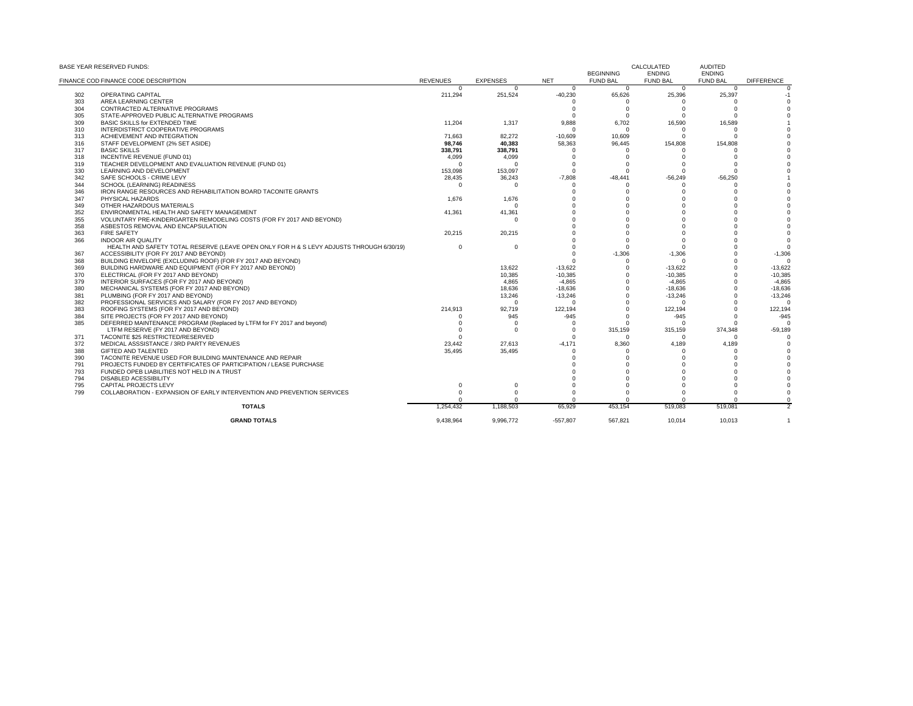BASE YEAR RESERVED FUNDS:

| FINANCE COD | FINANCE CODE DESCRIPTION | REVENUES | EXPENSES | NET | BEGINNING FUND BAL | CALCULATED ENDING FUND BAL | AUDITED ENDING FUND BAL | DIFFERENCE |
|---|---|---|---|---|---|---|---|---|
| | | 0 | 0 | 0 | 0 | 0 | 0 | 0 |
| 302 | OPERATING CAPITAL | 211,294 | 251,524 | -40,230 | 65,626 | 25,396 | 25,397 | -1 |
| 303 | AREA LEARNING CENTER | | | 0 | 0 | 0 | 0 | 0 |
| 304 | CONTRACTED ALTERNATIVE PROGRAMS | | | 0 | 0 | 0 | 0 | 0 |
| 305 | STATE-APPROVED PUBLIC ALTERNATIVE PROGRAMS | | | 0 | 0 | 0 | 0 | 0 |
| 309 | BASIC SKILLS for EXTENDED TIME | 11,204 | 1,317 | 9,888 | 6,702 | 16,590 | 16,589 | 1 |
| 310 | INTERDISTRICT COOPERATIVE PROGRAMS | | | 0 | 0 | 0 | 0 | 0 |
| 313 | ACHIEVEMENT AND INTEGRATION | 71,663 | 82,272 | -10,609 | 10,609 | 0 | 0 | 0 |
| 316 | STAFF DEVELOPMENT (2% SET ASIDE) | **98,746** | **40,383** | 58,363 | 96,445 | 154,808 | 154,808 | 0 |
| 317 | BASIC SKILLS | **338,791** | **338,791** | 0 | 0 | 0 | 0 | 0 |
| 318 | INCENTIVE REVENUE (FUND 01) | 4,099 | 4,099 | 0 | 0 | 0 | 0 | 0 |
| 319 | TEACHER DEVELOPMENT AND EVALUATION REVENUE (FUND 01) | 0 | 0 | 0 | 0 | 0 | 0 | 0 |
| 330 | LEARNING AND DEVELOPMENT | 153,098 | 153,097 | 0 | 0 | 0 | 0 | 0 |
| 342 | SAFE SCHOOLS - CRIME LEVY | 28,435 | 36,243 | -7,808 | -48,441 | -56,249 | -56,250 | 1 |
| 344 | SCHOOL (LEARNING) READINESS | 0 | 0 | 0 | 0 | 0 | 0 | 0 |
| 346 | IRON RANGE RESOURCES AND REHABILITATION BOARD TACONITE GRANTS | | | 0 | 0 | 0 | 0 | 0 |
| 347 | PHYSICAL HAZARDS | 1,676 | 1,676 | 0 | 0 | 0 | 0 | 0 |
| 349 | OTHER HAZARDOUS MATERIALS | | 0 | 0 | 0 | 0 | 0 | 0 |
| 352 | ENVIRONMENTAL HEALTH AND SAFETY MANAGEMENT | 41,361 | 41,361 | 0 | 0 | 0 | 0 | 0 |
| 355 | VOLUNTARY PRE-KINDERGARTEN REMODELING COSTS (FOR FY 2017 AND BEYOND) | | 0 | 0 | 0 | 0 | 0 | 0 |
| 358 | ASBESTOS REMOVAL AND ENCAPSULATION | | | 0 | 0 | 0 | 0 | 0 |
| 363 | FIRE SAFETY | 20,215 | 20,215 | 0 | 0 | 0 | 0 | 0 |
| 366 | INDOOR AIR QUALITY | | | 0 | 0 | 0 | 0 | 0 |
| | HEALTH AND SAFETY TOTAL RESERVE (LEAVE OPEN ONLY FOR H & S LEVY ADJUSTS THROUGH 6/30/19) | 0 | 0 | 0 | 0 | 0 | 0 | 0 |
| 367 | ACCESSIBILITY (FOR FY 2017 AND BEYOND) | | | 0 | -1,306 | -1,306 | 0 | -1,306 |
| 368 | BUILDING ENVELOPE (EXCLUDING ROOF) (FOR FY 2017 AND BEYOND) | | | 0 | 0 | 0 | 0 | 0 |
| 369 | BUILDING HARDWARE AND EQUIPMENT (FOR FY 2017 AND BEYOND) | | 13,622 | -13,622 | 0 | -13,622 | 0 | -13,622 |
| 370 | ELECTRICAL (FOR FY 2017 AND BEYOND) | | 10,385 | -10,385 | 0 | -10,385 | 0 | -10,385 |
| 379 | INTERIOR SURFACES (FOR FY 2017 AND BEYOND) | | 4,865 | -4,865 | 0 | -4,865 | 0 | -4,865 |
| 380 | MECHANICAL SYSTEMS (FOR FY 2017 AND BEYOND) | | 18,636 | -18,636 | 0 | -18,636 | 0 | -18,636 |
| 381 | PLUMBING (FOR FY 2017 AND BEYOND) | | 13,246 | -13,246 | 0 | -13,246 | 0 | -13,246 |
| 382 | PROFESSIONAL SERVICES AND SALARY (FOR FY 2017 AND BEYOND) | | 0 | 0 | 0 | 0 | 0 | 0 |
| 383 | ROOFING SYSTEMS (FOR FY 2017 AND BEYOND) | 214,913 | 92,719 | 122,194 | 0 | 122,194 | 0 | 122,194 |
| 384 | SITE PROJECTS (FOR FY 2017 AND BEYOND) | 0 | 945 | -945 | 0 | -945 | 0 | -945 |
| 385 | DEFERRED MAINTENANCE PROGRAM (Replaced by LTFM for FY 2017 and beyond) | 0 | 0 | 0 | 0 | 0 | 0 | 0 |
| | LTFM RESERVE (FY 2017 AND BEYOND) | 0 | 0 | 0 | 315,159 | 315,159 | 374,348 | -59,189 |
| 371 | TACONITE $25 RESTRICTED/RESERVED | 0 | | 0 | 0 | 0 | 0 | 0 |
| 372 | MEDICAL ASSSISTANCE / 3RD PARTY REVENUES | 23,442 | 27,613 | -4,171 | 8,360 | 4,189 | 4,189 | 0 |
| 388 | GIFTED AND TALENTED | 35,495 | 35,495 | 0 | 0 | 0 | 0 | 0 |
| 390 | TACONITE REVENUE USED FOR BUILDING MAINTENANCE AND REPAIR | | | 0 | 0 | 0 | 0 | 0 |
| 791 | PROJECTS FUNDED BY CERTIFICATES OF PARTICIPATION / LEASE PURCHASE | | | 0 | 0 | 0 | 0 | 0 |
| 793 | FUNDED OPEB LIABILITIES NOT HELD IN A TRUST | | | 0 | 0 | 0 | 0 | 0 |
| 794 | DISABLED ACESSIBILITY | | | 0 | 0 | 0 | 0 | 0 |
| 795 | CAPITAL PROJECTS LEVY | 0 | 0 | 0 | 0 | 0 | 0 | 0 |
| 799 | COLLABORATION - EXPANSION OF EARLY INTERVENTION AND PREVENTION SERVICES | 0 | 0 | 0 | 0 | 0 | 0 | 0 |
| | | 0 | 0 | 0 | 0 | 0 | 0 | 0 |
| | **TOTALS** | 1,254,432 | 1,188,503 | 65,929 | 453,154 | 519,083 | 519,081 | 2 |
| | **GRAND TOTALS** | 9,438,964 | 9,996,772 | -557,807 | 567,821 | 10,014 | 10,013 | 1 |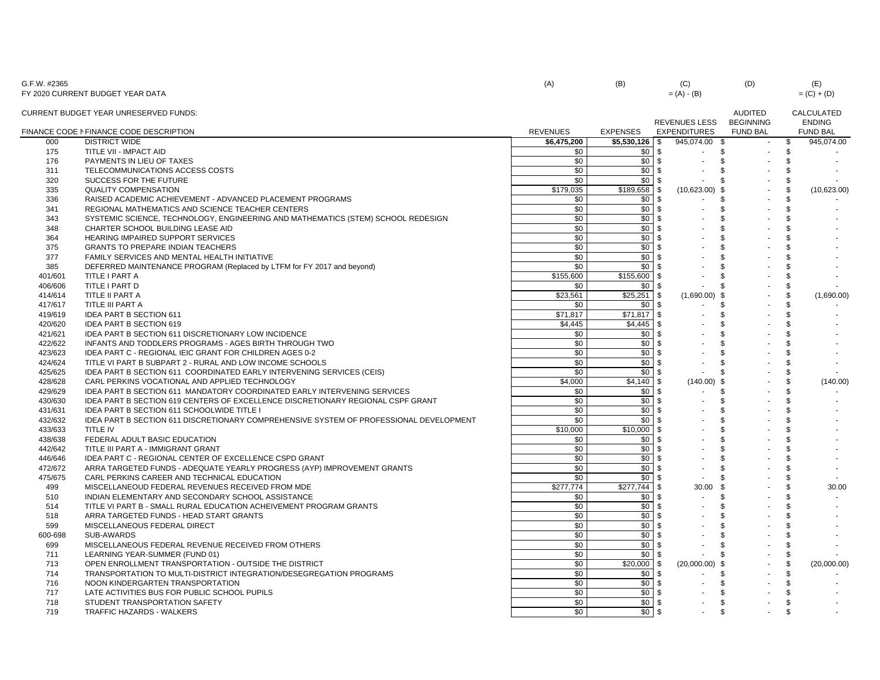G.F.W. #2365
FY 2020 CURRENT BUDGET YEAR DATA

CURRENT BUDGET YEAR UNRESERVED FUNDS:

| | | (A) | (B) | (C) = (A) - (B) | (D) | (E) = (C) + (D) |
|---|---|---|---|---|---|---|
| FINANCE CODE N | FINANCE CODE DESCRIPTION | REVENUES | EXPENSES | REVENUES LESS EXPENDITURES | AUDITED BEGINNING FUND BAL | CALCULATED ENDING FUND BAL |
| 000 | DISTRICT WIDE | **$6,475,200** | **$5,530,126** | $ 945,074.00 | $ - | $ 945,074.00 |
| 175 | TITLE VII - IMPACT AID | $0 | $0 | $ - | $ - | $ - |
| 176 | PAYMENTS IN LIEU OF TAXES | $0 | $0 | $ - | $ - | $ - |
| 311 | TELECOMMUNICATIONS ACCESS COSTS | $0 | $0 | $ - | $ - | $ - |
| 320 | SUCCESS FOR THE FUTURE | $0 | $0 | $ - | $ - | $ - |
| 335 | QUALITY COMPENSATION | $179,035 | $189,658 | $ (10,623.00) | $ - | $ (10,623.00) |
| 336 | RAISED ACADEMIC ACHIEVEMENT - ADVANCED PLACEMENT PROGRAMS | $0 | $0 | $ - | $ - | $ - |
| 341 | REGIONAL MATHEMATICS AND SCIENCE TEACHER CENTERS | $0 | $0 | $ - | $ - | $ - |
| 343 | SYSTEMIC SCIENCE, TECHNOLOGY, ENGINEERING AND MATHEMATICS (STEM) SCHOOL REDESIGN | $0 | $0 | $ - | $ - | $ - |
| 348 | CHARTER SCHOOL BUILDING LEASE AID | $0 | $0 | $ - | $ - | $ - |
| 364 | HEARING IMPAIRED SUPPORT SERVICES | $0 | $0 | $ - | $ - | $ - |
| 375 | GRANTS TO PREPARE INDIAN TEACHERS | $0 | $0 | $ - | $ - | $ - |
| 377 | FAMILY SERVICES AND MENTAL HEALTH INITIATIVE | $0 | $0 | $ - | $ - | $ - |
| 385 | DEFERRED MAINTENANCE PROGRAM (Replaced by LTFM for FY 2017 and beyond) | $0 | $0 | $ - | $ - | $ - |
| 401/601 | TITLE I PART A | $155,600 | $155,600 | $ - | $ - | $ - |
| 406/606 | TITLE I PART D | $0 | $0 | $ - | $ - | $ - |
| 414/614 | TITLE II PART A | $23,561 | $25,251 | $ (1,690.00) | $ - | $ (1,690.00) |
| 417/617 | TITLE III PART A | $0 | $0 | $ - | $ - | $ - |
| 419/619 | IDEA PART B SECTION 611 | $71,817 | $71,817 | $ - | $ - | $ - |
| 420/620 | IDEA PART B SECTION 619 | $4,445 | $4,445 | $ - | $ - | $ - |
| 421/621 | IDEA PART B SECTION 611 DISCRETIONARY LOW INCIDENCE | $0 | $0 | $ - | $ - | $ - |
| 422/622 | INFANTS AND TODDLERS PROGRAMS - AGES BIRTH THROUGH TWO | $0 | $0 | $ - | $ - | $ - |
| 423/623 | IDEA PART C - REGIONAL IEIC GRANT FOR CHILDREN AGES 0-2 | $0 | $0 | $ - | $ - | $ - |
| 424/624 | TITLE VI PART B SUBPART 2 - RURAL AND LOW INCOME SCHOOLS | $0 | $0 | $ - | $ - | $ - |
| 425/625 | IDEA PART B SECTION 611 COORDINATED EARLY INTERVENING SERVICES (CEIS) | $0 | $0 | $ - | $ - | $ - |
| 428/628 | CARL PERKINS VOCATIONAL AND APPLIED TECHNOLOGY | $4,000 | $4,140 | $ (140.00) | $ - | $ (140.00) |
| 429/629 | IDEA PART B SECTION 611 MANDATORY COORDINATED EARLY INTERVENING SERVICES | $0 | $0 | $ - | $ - | $ - |
| 430/630 | IDEA PART B SECTION 619 CENTERS OF EXCELLENCE DISCRETIONARY REGIONAL CSPF GRANT | $0 | $0 | $ - | $ - | $ - |
| 431/631 | IDEA PART B SECTION 611 SCHOOLWIDE TITLE I | $0 | $0 | $ - | $ - | $ - |
| 432/632 | IDEA PART B SECTION 611 DISCRETIONARY COMPREHENSIVE SYSTEM OF PROFESSIONAL DEVELOPMENT | $0 | $0 | $ - | $ - | $ - |
| 433/633 | TITLE IV | $10,000 | $10,000 | $ - | $ - | $ - |
| 438/638 | FEDERAL ADULT BASIC EDUCATION | $0 | $0 | $ - | $ - | $ - |
| 442/642 | TITLE III PART A - IMMIGRANT GRANT | $0 | $0 | $ - | $ - | $ - |
| 446/646 | IDEA PART C - REGIONAL CENTER OF EXCELLENCE CSPD GRANT | $0 | $0 | $ - | $ - | $ - |
| 472/672 | ARRA TARGETED FUNDS - ADEQUATE YEARLY PROGRESS (AYP) IMPROVEMENT GRANTS | $0 | $0 | $ - | $ - | $ - |
| 475/675 | CARL PERKINS CAREER AND TECHNICAL EDUCATION | $0 | $0 | $ - | $ - | $ - |
| 499 | MISCELLANEOUD FEDERAL REVENUES RECEIVED FROM MDE | $277,774 | $277,744 | $ 30.00 | $ - | $ 30.00 |
| 510 | INDIAN ELEMENTARY AND SECONDARY SCHOOL ASSISTANCE | $0 | $0 | $ - | $ - | $ - |
| 514 | TITLE VI PART B - SMALL RURAL EDUCATION ACHEIVEMENT PROGRAM GRANTS | $0 | $0 | $ - | $ - | $ - |
| 518 | ARRA TARGETED FUNDS - HEAD START GRANTS | $0 | $0 | $ - | $ - | $ - |
| 599 | MISCELLANEOUS FEDERAL DIRECT | $0 | $0 | $ - | $ - | $ - |
| 600-698 | SUB-AWARDS | $0 | $0 | $ - | $ - | $ - |
| 699 | MISCELLANEOUS FEDERAL REVENUE RECEIVED FROM OTHERS | $0 | $0 | $ - | $ - | $ - |
| 711 | LEARNING YEAR-SUMMER (FUND 01) | $0 | $0 | $ - | $ - | $ - |
| 713 | OPEN ENROLLMENT TRANSPORTATION - OUTSIDE THE DISTRICT | $0 | $20,000 | $ (20,000.00) | $ - | $ (20,000.00) |
| 714 | TRANSPORTATION TO MULTI-DISTRICT INTEGRATION/DESEGREGATION PROGRAMS | $0 | $0 | $ - | $ - | $ - |
| 716 | NOON KINDERGARTEN TRANSPORTATION | $0 | $0 | $ - | $ - | $ - |
| 717 | LATE ACTIVITIES BUS FOR PUBLIC SCHOOL PUPILS | $0 | $0 | $ - | $ - | $ - |
| 718 | STUDENT TRANSPORTATION SAFETY | $0 | $0 | $ - | $ - | $ - |
| 719 | TRAFFIC HAZARDS - WALKERS | $0 | $0 | $ - | $ - | $ - |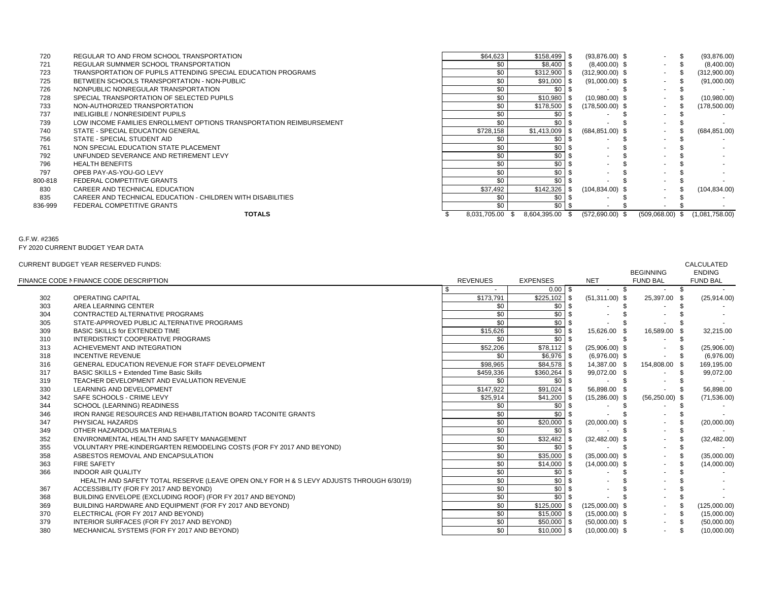| | | | | | | |
|---|---|---|---|---|---|---|
| 720 | REGULAR TO AND FROM SCHOOL TRANSPORTATION | $64,623 | $158,499 | $ (93,876.00) | $ - | $ (93,876.00) |
| 721 | REGULAR SUMNMER SCHOOL TRANSPORTATION | $0 | $8,400 | $ (8,400.00) | $ - | $ (8,400.00) |
| 723 | TRANSPORTATION OF PUPILS ATTENDING SPECIAL EDUCATION PROGRAMS | $0 | $312,900 | $ (312,900.00) | $ - | $ (312,900.00) |
| 725 | BETWEEN SCHOOLS TRANSPORTATION - NON-PUBLIC | $0 | $91,000 | $ (91,000.00) | $ - | $ (91,000.00) |
| 726 | NONPUBLIC NONREGULAR TRANSPORTATION | $0 | $0 | $ - | $ - | $ - |
| 728 | SPECIAL TRANSPORTATION OF SELECTED PUPILS | $0 | $10,980 | $ (10,980.00) | $ - | $ (10,980.00) |
| 733 | NON-AUTHORIZED TRANSPORTATION | $0 | $178,500 | $ (178,500.00) | $ - | $ (178,500.00) |
| 737 | INELIGIBLE / NONRESIDENT PUPILS | $0 | $0 | $ - | $ - | $ - |
| 739 | LOW INCOME FAMILIES ENROLLMENT OPTIONS TRANSPORTATION REIMBURSEMENT | $0 | $0 | $ - | $ - | $ - |
| 740 | STATE - SPECIAL EDUCATION GENERAL | $728,158 | $1,413,009 | $ (684,851.00) | $ - | $ (684,851.00) |
| 756 | STATE - SPECIAL STUDENT AID | $0 | $0 | $ - | $ - | $ - |
| 761 | NON SPECIAL EDUCATION STATE PLACEMENT | $0 | $0 | $ - | $ - | $ - |
| 792 | UNFUNDED SEVERANCE AND RETIREMENT LEVY | $0 | $0 | $ - | $ - | $ - |
| 796 | HEALTH BENEFITS | $0 | $0 | $ - | $ - | $ - |
| 797 | OPEB PAY-AS-YOU-GO LEVY | $0 | $0 | $ - | $ - | $ - |
| 800-818 | FEDERAL COMPETITIVE GRANTS | $0 | $0 | $ - | $ - | $ - |
| 830 | CAREER AND TECHNICAL EDUCATION | $37,492 | $142,326 | $ (104,834.00) | $ - | $ (104,834.00) |
| 835 | CAREER AND TECHNICAL EDUCATION - CHILDREN WITH DISABILITIES | $0 | $0 | $ - | $ - | $ - |
| 836-999 | FEDERAL COMPETITIVE GRANTS | $0 | $0 | $ - | $ - | $ - |
| | **TOTALS** | $ 8,031,705.00 | $ 8,604,395.00 | $ (572,690.00) | $ (509,068.00) | $ (1,081,758.00) |

G.F.W. #2365
FY 2020 CURRENT BUDGET YEAR DATA

CURRENT BUDGET YEAR RESERVED FUNDS:

| FINANCE CODE N | FINANCE CODE DESCRIPTION | REVENUES | EXPENSES | NET | BEGINNING FUND BAL | CALCULATED ENDING FUND BAL |
|---|---|---|---|---|---|---|
| | | $ - | 0.00 | $ - | $ - | $ - |
| 302 | OPERATING CAPITAL | $173,791 | $225,102 | $ (51,311.00) | $ 25,397.00 | $ (25,914.00) |
| 303 | AREA LEARNING CENTER | $0 | $0 | $ - | $ - | $ - |
| 304 | CONTRACTED ALTERNATIVE PROGRAMS | $0 | $0 | $ - | $ - | $ - |
| 305 | STATE-APPROVED PUBLIC ALTERNATIVE PROGRAMS | $0 | $0 | $ - | $ - | $ - |
| 309 | BASIC SKILLS for EXTENDED TIME | $15,626 | $0 | $ 15,626.00 | $ 16,589.00 | $ 32,215.00 |
| 310 | INTERDISTRICT COOPERATIVE PROGRAMS | $0 | $0 | $ - | $ - | $ - |
| 313 | ACHIEVEMENT AND INTEGRATION | $52,206 | $78,112 | $ (25,906.00) | $ - | $ (25,906.00) |
| 318 | INCENTIVE REVENUE | $0 | $6,976 | $ (6,976.00) | $ - | $ (6,976.00) |
| 316 | GENERAL EDUCATION REVENUE FOR STAFF DEVELOPMENT | $98,965 | $84,578 | $ 14,387.00 | $ 154,808.00 | $ 169,195.00 |
| 317 | BASIC SKILLS + Extended Time Basic Skills | $459,336 | $360,264 | $ 99,072.00 | $ - | $ 99,072.00 |
| 319 | TEACHER DEVELOPMENT AND EVALUATION REVENUE | $0 | $0 | $ - | $ - | $ - |
| 330 | LEARNING AND DEVELOPMENT | $147,922 | $91,024 | $ 56,898.00 | $ - | $ 56,898.00 |
| 342 | SAFE SCHOOLS - CRIME LEVY | $25,914 | $41,200 | $ (15,286.00) | $ (56,250.00) | $ (71,536.00) |
| 344 | SCHOOL (LEARNING) READINESS | $0 | $0 | $ - | $ - | $ - |
| 346 | IRON RANGE RESOURCES AND REHABILITATION BOARD TACONITE GRANTS | $0 | $0 | $ - | $ - | $ - |
| 347 | PHYSICAL HAZARDS | $0 | $20,000 | $ (20,000.00) | $ - | $ (20,000.00) |
| 349 | OTHER HAZARDOUS MATERIALS | $0 | $0 | $ - | $ - | $ - |
| 352 | ENVIRONMENTAL HEALTH AND SAFETY MANAGEMENT | $0 | $32,482 | $ (32,482.00) | $ - | $ (32,482.00) |
| 355 | VOLUNTARY PRE-KINDERGARTEN REMODELING COSTS (FOR FY 2017 AND BEYOND) | $0 | $0 | $ - | $ - | $ - |
| 358 | ASBESTOS REMOVAL AND ENCAPSULATION | $0 | $35,000 | $ (35,000.00) | $ - | $ (35,000.00) |
| 363 | FIRE SAFETY | $0 | $14,000 | $ (14,000.00) | $ - | $ (14,000.00) |
| 366 | INDOOR AIR QUALITY | $0 | $0 | $ - | $ - | $ - |
| | HEALTH AND SAFETY TOTAL RESERVE (LEAVE OPEN ONLY FOR H & S LEVY ADJUSTS THROUGH 6/30/19) | $0 | $0 | $ - | $ - | $ - |
| 367 | ACCESSIBILITY (FOR FY 2017 AND BEYOND) | $0 | $0 | $ - | $ - | $ - |
| 368 | BUILDING ENVELOPE (EXCLUDING ROOF) (FOR FY 2017 AND BEYOND) | $0 | $0 | $ - | $ - | $ - |
| 369 | BUILDING HARDWARE AND EQUIPMENT (FOR FY 2017 AND BEYOND) | $0 | $125,000 | $ (125,000.00) | $ - | $ (125,000.00) |
| 370 | ELECTRICAL (FOR FY 2017 AND BEYOND) | $0 | $15,000 | $ (15,000.00) | $ - | $ (15,000.00) |
| 379 | INTERIOR SURFACES (FOR FY 2017 AND BEYOND) | $0 | $50,000 | $ (50,000.00) | $ - | $ (50,000.00) |
| 380 | MECHANICAL SYSTEMS (FOR FY 2017 AND BEYOND) | $0 | $10,000 | $ (10,000.00) | $ - | $ (10,000.00) |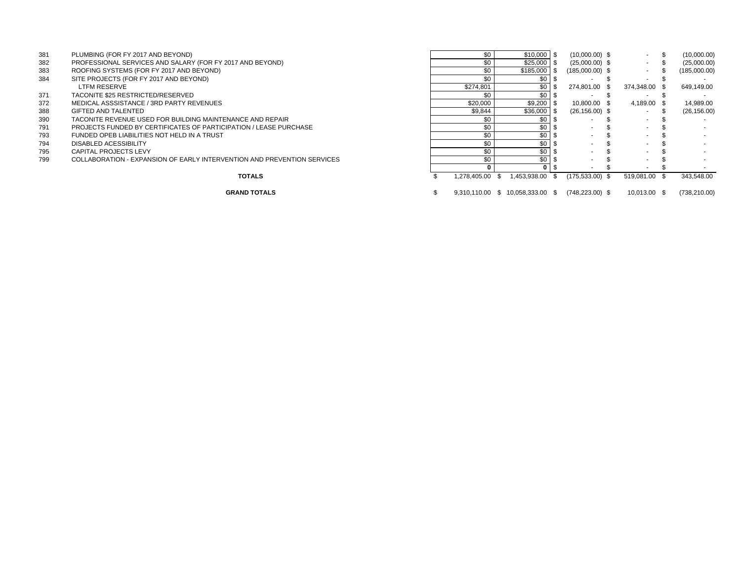| | | | | | | |
|---|---|---|---|---|---|---|
| 381 | PLUMBING (FOR FY 2017 AND BEYOND) | $0 | $10,000 | $ (10,000.00) | $ - | $ (10,000.00) |
| 382 | PROFESSIONAL SERVICES AND SALARY (FOR FY 2017 AND BEYOND) | $0 | $25,000 | $ (25,000.00) | $ - | $ (25,000.00) |
| 383 | ROOFING SYSTEMS (FOR FY 2017 AND BEYOND) | $0 | $185,000 | $ (185,000.00) | $ - | $ (185,000.00) |
| 384 | SITE PROJECTS (FOR FY 2017 AND BEYOND) | $0 | $0 | $ - | $ - | $ - |
| | LTFM RESERVE | $274,801 | $0 | $ 274,801.00 | $ 374,348.00 | $ 649,149.00 |
| 371 | TACONITE $25 RESTRICTED/RESERVED | $0 | $0 | $ - | $ - | $ - |
| 372 | MEDICAL ASSSISTANCE / 3RD PARTY REVENUES | $20,000 | $9,200 | $ 10,800.00 | $ 4,189.00 | $ 14,989.00 |
| 388 | GIFTED AND TALENTED | $9,844 | $36,000 | $ (26,156.00) | $ - | $ (26,156.00) |
| 390 | TACONITE REVENUE USED FOR BUILDING MAINTENANCE AND REPAIR | $0 | $0 | $ - | $ - | $ - |
| 791 | PROJECTS FUNDED BY CERTIFICATES OF PARTICIPATION / LEASE PURCHASE | $0 | $0 | $ - | $ - | $ - |
| 793 | FUNDED OPEB LIABILITIES NOT HELD IN A TRUST | $0 | $0 | $ - | $ - | $ - |
| 794 | DISABLED ACESSIBILITY | $0 | $0 | $ - | $ - | $ - |
| 795 | CAPITAL PROJECTS LEVY | $0 | $0 | $ - | $ - | $ - |
| 799 | COLLABORATION - EXPANSION OF EARLY INTERVENTION AND PREVENTION SERVICES | $0 | $0 | $ - | $ - | $ - |
| | | 0 | 0 | $ - | $ - | $ - |
| | **TOTALS** | $ 1,278,405.00 | $ 1,453,938.00 | $ (175,533.00) | $ 519,081.00 | $ 343,548.00 |
| | **GRAND TOTALS** | $ 9,310,110.00 | $ 10,058,333.00 | $ (748,223.00) | $ 10,013.00 | $ (738,210.00) |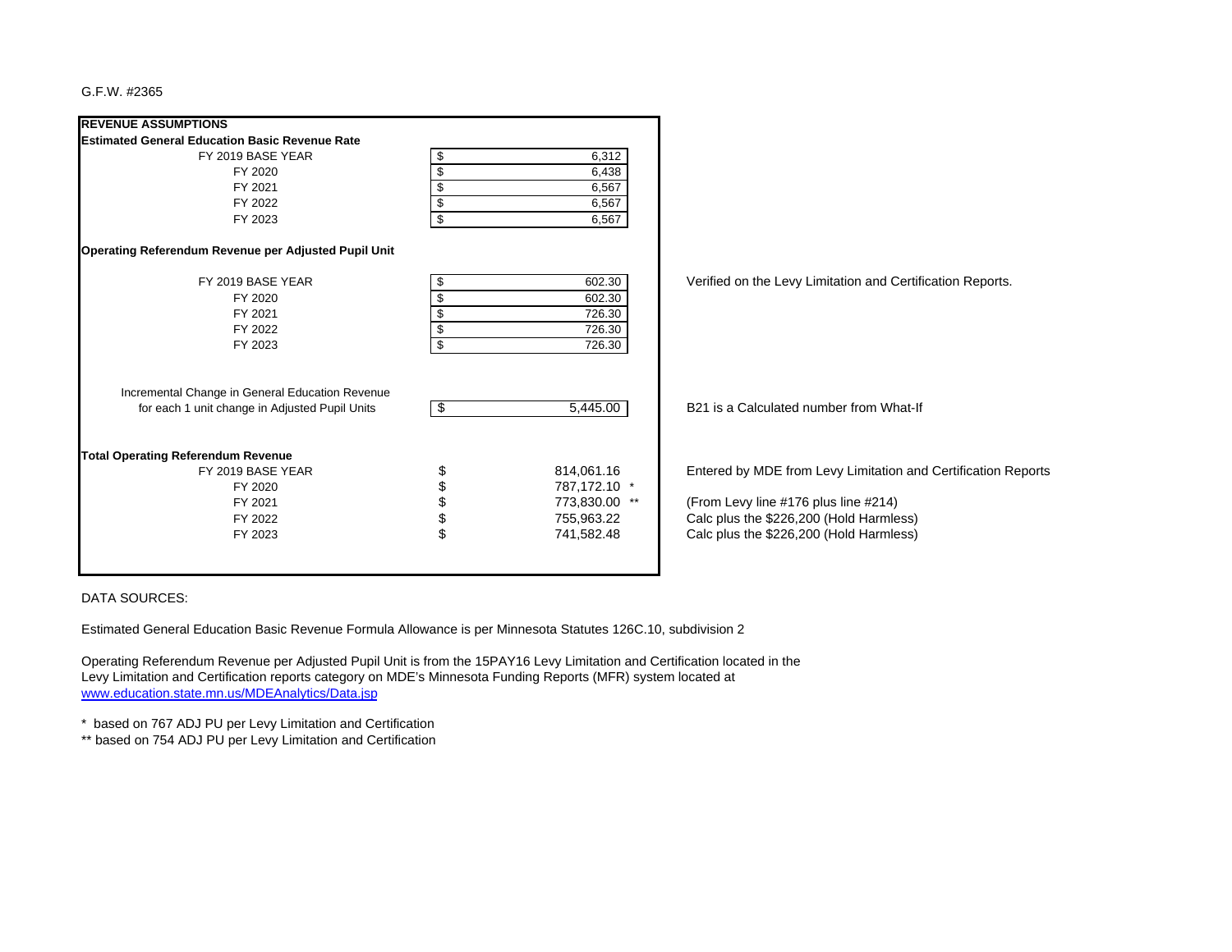G.F.W. #2365

| REVENUE ASSUMPTIONS | | |
|---|---|---|
| **Estimated General Education Basic Revenue Rate** | | |
| FY 2019 BASE YEAR | $ 6,312 | |
| FY 2020 | $ 6,438 | |
| FY 2021 | $ 6,567 | |
| FY 2022 | $ 6,567 | |
| FY 2023 | $ 6,567 | |
| **Operating Referendum Revenue per Adjusted Pupil Unit** | | |
| FY 2019 BASE YEAR | $ 602.30 | Verified on the Levy Limitation and Certification Reports. |
| FY 2020 | $ 602.30 | |
| FY 2021 | $ 726.30 | |
| FY 2022 | $ 726.30 | |
| FY 2023 | $ 726.30 | |
| Incremental Change in General Education Revenue for each 1 unit change in Adjusted Pupil Units | $ 5,445.00 | B21 is a Calculated number from What-If |
| **Total Operating Referendum Revenue** | | |
| FY 2019 BASE YEAR | $ 814,061.16 | Entered by MDE from Levy Limitation and Certification Reports |
| FY 2020 | $ 787,172.10 * | |
| FY 2021 | $ 773,830.00 ** | (From Levy line #176 plus line #214) |
| FY 2022 | $ 755,963.22 | Calc plus the $226,200 (Hold Harmless) |
| FY 2023 | $ 741,582.48 | Calc plus the $226,200 (Hold Harmless) |

DATA SOURCES:

Estimated General Education Basic Revenue Formula Allowance is per Minnesota Statutes 126C.10, subdivision 2

Operating Referendum Revenue per Adjusted Pupil Unit is from the 15PAY16 Levy Limitation and Certification located in the Levy Limitation and Certification reports category on MDE's Minnesota Funding Reports (MFR) system located at [www.education.state.mn.us/MDEAnalytics/Data.jsp](www.education.state.mn.us/MDEAnalytics/Data.jsp)

* based on 767 ADJ PU per Levy Limitation and Certification

** based on 754 ADJ PU per Levy Limitation and Certification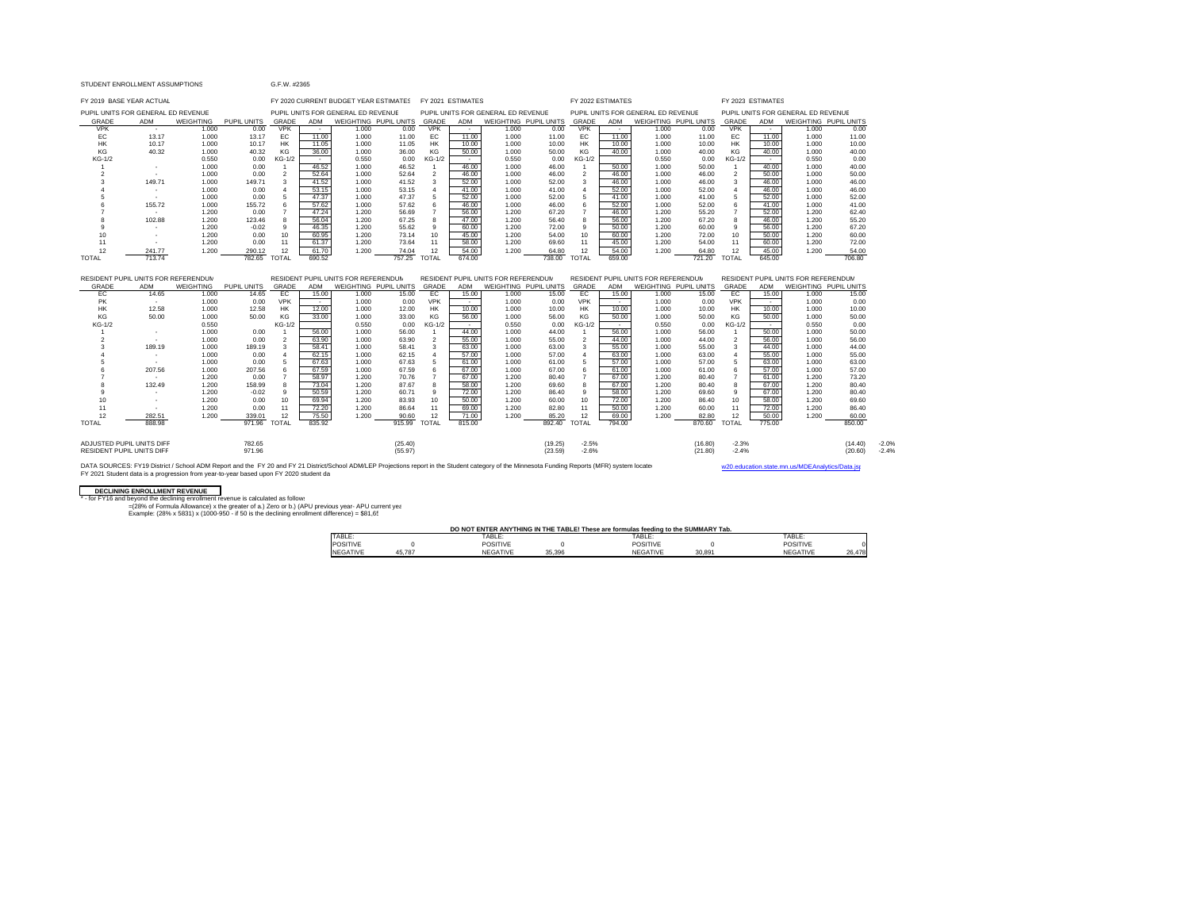STUDENT ENROLLMENT ASSUMPTIONS

G.F.W. #2365

| FY 2019 BASE YEAR ACTUAL | | | | FY 2020 CURRENT BUDGET YEAR ESTIMATES | | | | FY 2021 ESTIMATES | | | | FY 2022 ESTIMATES | | | | FY 2023 ESTIMATES | | | |
|---|---|---|---|---|---|---|---|---|---|---|---|---|---|---|---|---|---|---|---|
| PUPIL UNITS FOR GENERAL ED REVENUE | | | | PUPIL UNITS FOR GENERAL ED REVENUE | | | | PUPIL UNITS FOR GENERAL ED REVENUE | | | | PUPIL UNITS FOR GENERAL ED REVENUE | | | | PUPIL UNITS FOR GENERAL ED REVENUE | | | |
| GRADE | ADM | WEIGHTING | PUPIL UNITS | GRADE | ADM | WEIGHTING | PUPIL UNITS | GRADE | ADM | WEIGHTING | PUPIL UNITS | GRADE | ADM | WEIGHTING | PUPIL UNITS | GRADE | ADM | WEIGHTING | PUPIL UNITS |
| VPK | - | 1.000 | 0.00 | VPK | - | 1.000 | 0.00 | VPK | - | 1.000 | 0.00 | VPK | - | 1.000 | 0.00 | VPK | - | 1.000 | 0.00 |
| EC | 13.17 | 1.000 | 13.17 | EC | 11.00 | 1.000 | 11.00 | EC | 11.00 | 1.000 | 11.00 | EC | 11.00 | 1.000 | 11.00 | EC | 11.00 | 1.000 | 11.00 |
| HK | 10.17 | 1.000 | 10.17 | HK | 11.05 | 1.000 | 11.05 | HK | 10.00 | 1.000 | 10.00 | HK | 10.00 | 1.000 | 10.00 | HK | 10.00 | 1.000 | 10.00 |
| KG | 40.32 | 1.000 | 40.32 | KG | 36.00 | 1.000 | 36.00 | KG | 50.00 | 1.000 | 50.00 | KG | 40.00 | 1.000 | 40.00 | KG | 40.00 | 1.000 | 40.00 |
| KG-1/2 | | 0.550 | 0.00 | KG-1/2 | - | 0.550 | 0.00 | KG-1/2 | - | 0.550 | 0.00 | KG-1/2 | | 0.550 | 0.00 | KG-1/2 | - | 0.550 | 0.00 |
| 1 | - | 1.000 | 0.00 | 1 | 46.52 | 1.000 | 46.52 | 1 | 46.00 | 1.000 | 46.00 | 1 | 50.00 | 1.000 | 50.00 | 1 | 40.00 | 1.000 | 40.00 |
| 2 | - | 1.000 | 0.00 | 2 | 52.64 | 1.000 | 52.64 | 2 | 46.00 | 1.000 | 46.00 | 2 | 46.00 | 1.000 | 46.00 | 2 | 50.00 | 1.000 | 50.00 |
| 3 | 149.71 | 1.000 | 149.71 | 3 | 41.52 | 1.000 | 41.52 | 3 | 52.00 | 1.000 | 52.00 | 3 | 46.00 | 1.000 | 46.00 | 3 | 46.00 | 1.000 | 46.00 |
| 4 | - | 1.000 | 0.00 | 4 | 53.15 | 1.000 | 53.15 | 4 | 41.00 | 1.000 | 41.00 | 4 | 52.00 | 1.000 | 52.00 | 4 | 46.00 | 1.000 | 46.00 |
| 5 | - | 1.000 | 0.00 | 5 | 47.37 | 1.000 | 47.37 | 5 | 52.00 | 1.000 | 52.00 | 5 | 41.00 | 1.000 | 41.00 | 5 | 52.00 | 1.000 | 52.00 |
| 6 | 155.72 | 1.000 | 155.72 | 6 | 57.62 | 1.000 | 57.62 | 6 | 46.00 | 1.000 | 46.00 | 6 | 52.00 | 1.000 | 52.00 | 6 | 41.00 | 1.000 | 41.00 |
| 7 | - | 1.200 | 0.00 | 7 | 47.24 | 1.200 | 56.69 | 7 | 56.00 | 1.200 | 67.20 | 7 | 46.00 | 1.200 | 55.20 | 7 | 52.00 | 1.200 | 62.40 |
| 8 | 102.88 | 1.200 | 123.46 | 8 | 56.04 | 1.200 | 67.25 | 8 | 47.00 | 1.200 | 56.40 | 8 | 56.00 | 1.200 | 67.20 | 8 | 46.00 | 1.200 | 55.20 |
| 9 | - | 1.200 | -0.02 | 9 | 46.35 | 1.200 | 55.62 | 9 | 60.00 | 1.200 | 72.00 | 9 | 50.00 | 1.200 | 60.00 | 9 | 56.00 | 1.200 | 67.20 |
| 10 | - | 1.200 | 0.00 | 10 | 60.95 | 1.200 | 73.14 | 10 | 45.00 | 1.200 | 54.00 | 10 | 60.00 | 1.200 | 72.00 | 10 | 50.00 | 1.200 | 60.00 |
| 11 | - | 1.200 | 0.00 | 11 | 61.37 | 1.200 | 73.64 | 11 | 58.00 | 1.200 | 69.60 | 11 | 45.00 | 1.200 | 54.00 | 11 | 60.00 | 1.200 | 72.00 |
| 12 | 241.77 | 1.200 | 290.12 | 12 | 61.70 | 1.200 | 74.04 | 12 | 54.00 | 1.200 | 64.80 | 12 | 54.00 | 1.200 | 64.80 | 12 | 45.00 | 1.200 | 54.00 |
| TOTAL | 713.74 | | 782.65 | TOTAL | 690.52 | | 757.25 | TOTAL | 674.00 | | 738.00 | TOTAL | 659.00 | | 721.20 | TOTAL | 645.00 | | 706.80 |

| RESIDENT PUPIL UNITS FOR REFERENDUM | | | | RESIDENT PUPIL UNITS FOR REFERENDUM | | | | RESIDENT PUPIL UNITS FOR REFERENDUM | | | | RESIDENT PUPIL UNITS FOR REFERENDUM | | | | RESIDENT PUPIL UNITS FOR REFERENDUM | | | |
|---|---|---|---|---|---|---|---|---|---|---|---|---|---|---|---|---|---|---|---|
| GRADE | ADM | WEIGHTING | PUPIL UNITS | GRADE | ADM | WEIGHTING | PUPIL UNITS | GRADE | ADM | WEIGHTING | PUPIL UNITS | GRADE | ADM | WEIGHTING | PUPIL UNITS | GRADE | ADM | WEIGHTING | PUPIL UNITS |
| EC | 14.65 | 1.000 | 14.65 | EC | 15.00 | 1.000 | 15.00 | EC | 15.00 | 1.000 | 15.00 | EC | 15.00 | 1.000 | 15.00 | EC | 15.00 | 1.000 | 15.00 |
| PK | - | 1.000 | 0.00 | VPK | - | 1.000 | 0.00 | VPK | - | 1.000 | 0.00 | VPK | - | 1.000 | 0.00 | VPK | - | 1.000 | 0.00 |
| HK | 12.58 | 1.000 | 12.58 | HK | 12.00 | 1.000 | 12.00 | HK | 10.00 | 1.000 | 10.00 | HK | 10.00 | 1.000 | 10.00 | HK | 10.00 | 1.000 | 10.00 |
| KG | 50.00 | 1.000 | 50.00 | KG | 33.00 | 1.000 | 33.00 | KG | 56.00 | 1.000 | 56.00 | KG | 50.00 | 1.000 | 50.00 | KG | 50.00 | 1.000 | 50.00 |
| KG-1/2 | | 0.550 | | KG-1/2 | | 0.550 | 0.00 | KG-1/2 | - | 0.550 | 0.00 | KG-1/2 | - | 0.550 | 0.00 | KG-1/2 | - | 0.550 | 0.00 |
| 1 | - | 1.000 | 0.00 | 1 | 56.00 | 1.000 | 56.00 | 1 | 44.00 | 1.000 | 44.00 | 1 | 56.00 | 1.000 | 56.00 | 1 | 50.00 | 1.000 | 50.00 |
| 2 | - | 1.000 | 0.00 | 2 | 63.90 | 1.000 | 63.90 | 2 | 55.00 | 1.000 | 55.00 | 2 | 44.00 | 1.000 | 44.00 | 2 | 56.00 | 1.000 | 56.00 |
| 3 | 189.19 | 1.000 | 189.19 | 3 | 58.41 | 1.000 | 58.41 | 3 | 63.00 | 1.000 | 63.00 | 3 | 55.00 | 1.000 | 55.00 | 3 | 44.00 | 1.000 | 44.00 |
| 4 | - | 1.000 | 0.00 | 4 | 62.15 | 1.000 | 62.15 | 4 | 57.00 | 1.000 | 57.00 | 4 | 63.00 | 1.000 | 63.00 | 4 | 55.00 | 1.000 | 55.00 |
| 5 | - | 1.000 | 0.00 | 5 | 67.63 | 1.000 | 67.63 | 5 | 61.00 | 1.000 | 61.00 | 5 | 57.00 | 1.000 | 57.00 | 5 | 63.00 | 1.000 | 63.00 |
| 6 | 207.56 | 1.000 | 207.56 | 6 | 67.59 | 1.000 | 67.59 | 6 | 67.00 | 1.000 | 67.00 | 6 | 61.00 | 1.000 | 61.00 | 6 | 57.00 | 1.000 | 57.00 |
| 7 | - | 1.200 | 0.00 | 7 | 58.97 | 1.200 | 70.76 | 7 | 67.00 | 1.200 | 80.40 | 7 | 67.00 | 1.200 | 80.40 | 7 | 61.00 | 1.200 | 73.20 |
| 8 | 132.49 | 1.200 | 158.99 | 8 | 73.04 | 1.200 | 87.67 | 8 | 58.00 | 1.200 | 69.60 | 8 | 67.00 | 1.200 | 80.40 | 8 | 67.00 | 1.200 | 80.40 |
| 9 | - | 1.200 | -0.02 | 9 | 50.59 | 1.200 | 60.71 | 9 | 72.00 | 1.200 | 86.40 | 9 | 58.00 | 1.200 | 69.60 | 9 | 67.00 | 1.200 | 80.40 |
| 10 | - | 1.200 | 0.00 | 10 | 69.94 | 1.200 | 83.93 | 10 | 50.00 | 1.200 | 60.00 | 10 | 72.00 | 1.200 | 86.40 | 10 | 58.00 | 1.200 | 69.60 |
| 11 | - | 1.200 | 0.00 | 11 | 72.20 | 1.200 | 86.64 | 11 | 69.00 | 1.200 | 82.80 | 11 | 50.00 | 1.200 | 60.00 | 11 | 72.00 | 1.200 | 86.40 |
| 12 | 282.51 | 1.200 | 339.01 | 12 | 75.50 | 1.200 | 90.60 | 12 | 71.00 | 1.200 | 85.20 | 12 | 69.00 | 1.200 | 82.80 | 12 | 50.00 | 1.200 | 60.00 |
| TOTAL | 888.98 | | 971.96 | TOTAL | 835.92 | | 915.99 | TOTAL | 815.00 | | 892.40 | TOTAL | 794.00 | | 870.60 | TOTAL | 775.00 | | 850.00 |

| | | | | | | |
|---|---|---|---|---|---|---|
| ADJUSTED PUPIL UNITS DIFF | 782.65 | (25.40) | (19.25) | -2.5% | (16.80) | -2.3% | (14.40) | -2.0% |
| RESIDENT PUPIL UNITS DIFF | 971.96 | (55.97) | (23.59) | -2.6% | (21.80) | -2.4% | (20.60) | -2.4% |

DATA SOURCES: FY19 District / School ADM Report and the FY 20 and FY 21 District/School ADM/LEP Projections report in the Student category of the Minnesota Funding Reports (MFR) system locate w20.education.state.mn.us/MDEAnalytics/Data.jsp

FY 2021 Student data is a progression from year-to-year based upon FY 2020 student da

**DECLINING ENROLLMENT REVENUE**

* - for FY16 and beyond the declining enrollment revenue is calculated as follows

=(28% of Formula Allowance) x the greater of a.) Zero or b.) (APU previous year- APU current yea

Example: (28% x 5831) x (1000-950 - if 50 is the declining enrollment difference) = $81,6

**DO NOT ENTER ANYTHING IN THE TABLE! These are formulas feeding to the SUMMARY Tab.**

| TABLE: | | TABLE: | | TABLE: | | TABLE: | |
|---|---|---|---|---|---|---|---|
| POSITIVE | 0 | POSITIVE | 0 | POSITIVE | 0 | POSITIVE | 0 |
| NEGATIVE | 45,787 | NEGATIVE | 35,396 | NEGATIVE | 30,891 | NEGATIVE | 26,478 |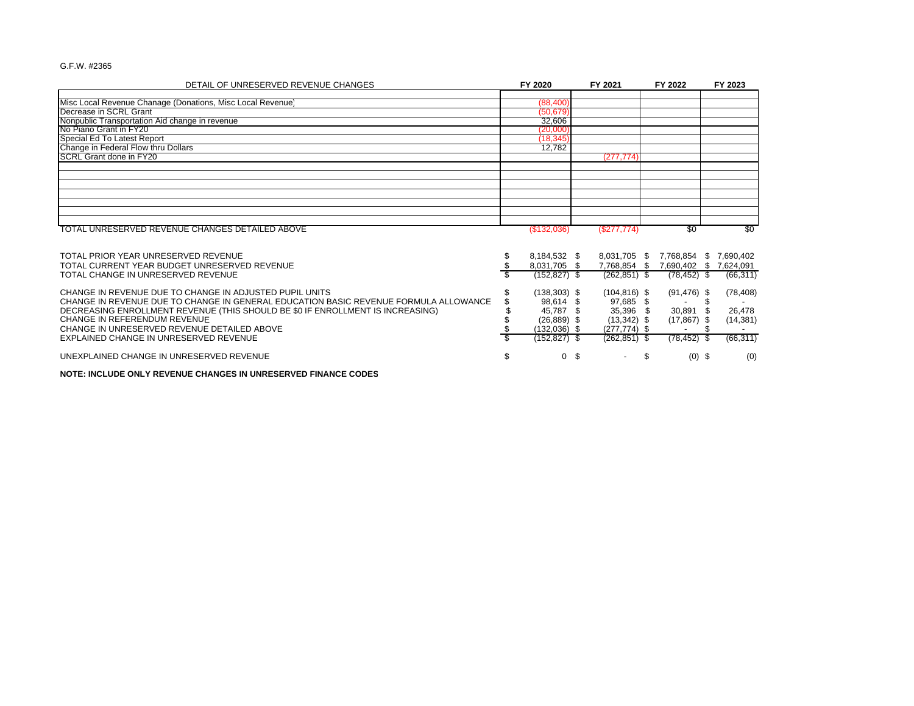G.F.W. #2365

| DETAIL OF UNRESERVED REVENUE CHANGES | FY 2020 | FY 2021 | FY 2022 | FY 2023 |
|---|---|---|---|---|
| Misc Local Revenue Chanage (Donations, Misc Local Revenue) | (88,400) | | | |
| Decrease in SCRL Grant | (50,679) | | | |
| Nonpublic Transportation Aid change in revenue | 32,606 | | | |
| No Piano Grant in FY20 | (20,000) | | | |
| Special Ed To Latest Report | (18,345) | | | |
| Change in Federal Flow thru Dollars | 12,782 | | | |
| SCRL Grant done in FY20 | | (277,774) | | |
| | | | | |
| | | | | |
| | | | | |
| | | | | |
| | | | | |
| | | | | |
| | | | | |
| TOTAL UNRESERVED REVENUE CHANGES DETAILED ABOVE | ($132,036) | ($277,774) | $0 | $0 |

| | FY 2020 | FY 2021 | FY 2022 | FY 2023 |
|---|---|---|---|---|
| TOTAL PRIOR YEAR UNRESERVED REVENUE | $ 8,184,532 | $ 8,031,705 | $ 7,768,854 | $ 7,690,402 |
| TOTAL CURRENT YEAR BUDGET UNRESERVED REVENUE | $ 8,031,705 | $ 7,768,854 | $ 7,690,402 | $ 7,624,091 |
| TOTAL CHANGE IN UNRESERVED REVENUE | $ (152,827) | $ (262,851) | $ (78,452) | $ (66,311) |
| CHANGE IN REVENUE DUE TO CHANGE IN ADJUSTED PUPIL UNITS | $ (138,303) | $ (104,816) | $ (91,476) | $ (78,408) |
| CHANGE IN REVENUE DUE TO CHANGE IN GENERAL EDUCATION BASIC REVENUE FORMULA ALLOWANCE | $ 98,614 | $ 97,685 | $ - | $ - |
| DECREASING ENROLLMENT REVENUE (THIS SHOULD BE $0 IF ENROLLMENT IS INCREASING) | $ 45,787 | $ 35,396 | $ 30,891 | $ 26,478 |
| CHANGE IN REFERENDUM REVENUE | $ (26,889) | $ (13,342) | $ (17,867) | $ (14,381) |
| CHANGE IN UNRESERVED REVENUE DETAILED ABOVE | $ (132,036) | $ (277,774) | $ - | $ - |
| EXPLAINED CHANGE IN UNRESERVED REVENUE | $ (152,827) | $ (262,851) | $ (78,452) | $ (66,311) |
| UNEXPLAINED CHANGE IN UNRESERVED REVENUE | $ 0 | $ - | $ (0) | $ (0) |

**NOTE: INCLUDE ONLY REVENUE CHANGES IN UNRESERVED FINANCE CODES**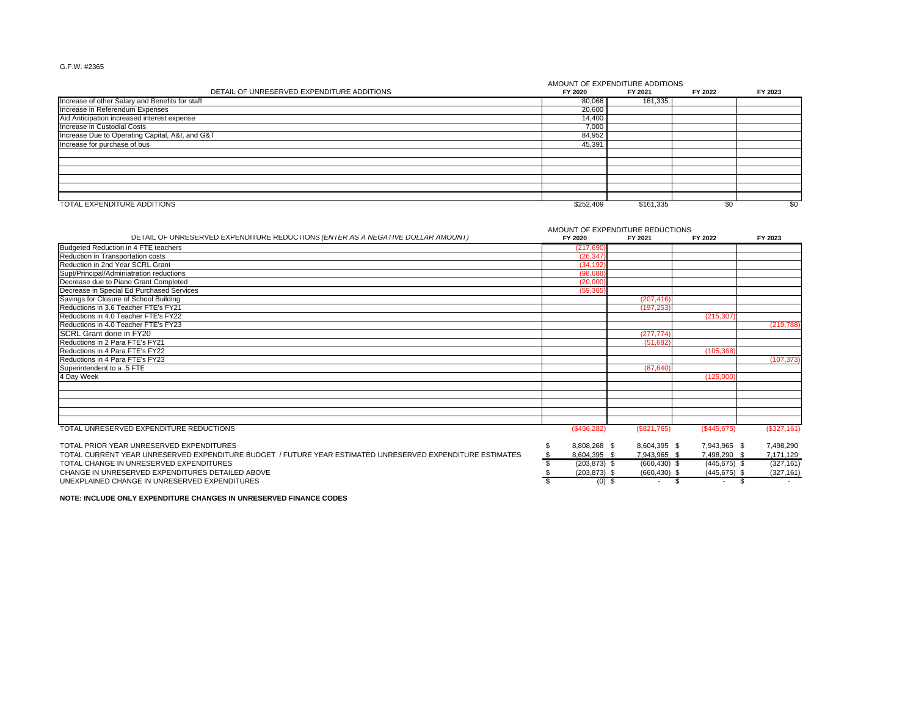G.F.W. #2365

| DETAIL OF UNRESERVED EXPENDITURE ADDITIONS | AMOUNT OF EXPENDITURE ADDITIONS FY 2020 | FY 2021 | FY 2022 | FY 2023 |
|---|---|---|---|---|
| Increase of other Salary and Benefits for staff | 80,066 | 161,335 | | |
| Increase in Referendum Expenses | 20,600 | | | |
| Aid Anticipation increased interest expense | 14,400 | | | |
| Increase in Custodial Costs | 7,000 | | | |
| Increase Due to Operating Capital, A&I, and G&T | 84,952 | | | |
| Increase for purchase of bus | 45,391 | | | |
| | | | | |
| | | | | |
| | | | | |
| | | | | |
| | | | | |
| | | | | |
| TOTAL EXPENDITURE ADDITIONS | $252,409 | $161,335 | $0 | $0 |

| DETAIL OF UNRESERVED EXPENDITURE REDUCTIONS *(ENTER AS A NEGATIVE DOLLAR AMOUNT)* | AMOUNT OF EXPENDITURE REDUCTIONS FY 2020 | FY 2021 | FY 2022 | FY 2023 |
|---|---|---|---|---|
| Budgeted Reduction in 4 FTE teachers | (217,690) | | | |
| Reduction in Transportation costs | (26,347) | | | |
| Reduction in 2nd Year SCRL Grant | (34,192) | | | |
| Supt/Principal/Adminiatration reductions | (98,688) | | | |
| Decrease due to Piano Grant Completed | (20,000) | | | |
| Decrease in Special Ed Purchased Services | (59,365) | | | |
| Savings for Closure of School Building | | (207,416) | | |
| Reductions in 3.6 Teacher FTE's FY21 | | (197,253) | | |
| Reductions in 4.0 Teacher FTE's FY22 | | | (215,307) | |
| Reductions in 4.0 Teacher FTE's FY23 | | | | (219,788) |
| SCRL Grant done in FY20 | | (277,774) | | |
| Reductions in 2 Para FTE's FY21 | | (51,682) | | |
| Reductions in 4 Para FTE's FY22 | | | (105,368) | |
| Reductions in 4 Para FTE's FY23 | | | | (107,373) |
| Superintendent to a .5 FTE | | (87,640) | | |
| 4 Day Week | | | (125,000) | |
| | | | | |
| | | | | |
| | | | | |
| | | | | |
| | | | | |
| TOTAL UNRESERVED EXPENDITURE REDUCTIONS | ($456,282) | ($821,765) | ($445,675) | ($327,161) |

| | FY 2020 | FY 2021 | FY 2022 | FY 2023 |
|---|---|---|---|---|
| TOTAL PRIOR YEAR UNRESERVED EXPENDITURES | $ 8,808,268 | $ 8,604,395 | $ 7,943,965 | $ 7,498,290 |
| TOTAL CURRENT YEAR UNRESERVED EXPENDITURE BUDGET / FUTURE YEAR ESTIMATED UNRESERVED EXPENDITURE ESTIMATES | $ 8,604,395 | $ 7,943,965 | $ 7,498,290 | $ 7,171,129 |
| TOTAL CHANGE IN UNRESERVED EXPENDITURES | $ (203,873) | $ (660,430) | $ (445,675) | $ (327,161) |
| CHANGE IN UNRESERVED EXPENDITURES DETAILED ABOVE | $ (203,873) | $ (660,430) | $ (445,675) | $ (327,161) |
| UNEXPLAINED CHANGE IN UNRESERVED EXPENDITURES | $ (0) | $ - | $ - | $ - |

**NOTE: INCLUDE ONLY EXPENDITURE CHANGES IN UNRESERVED FINANCE CODES**